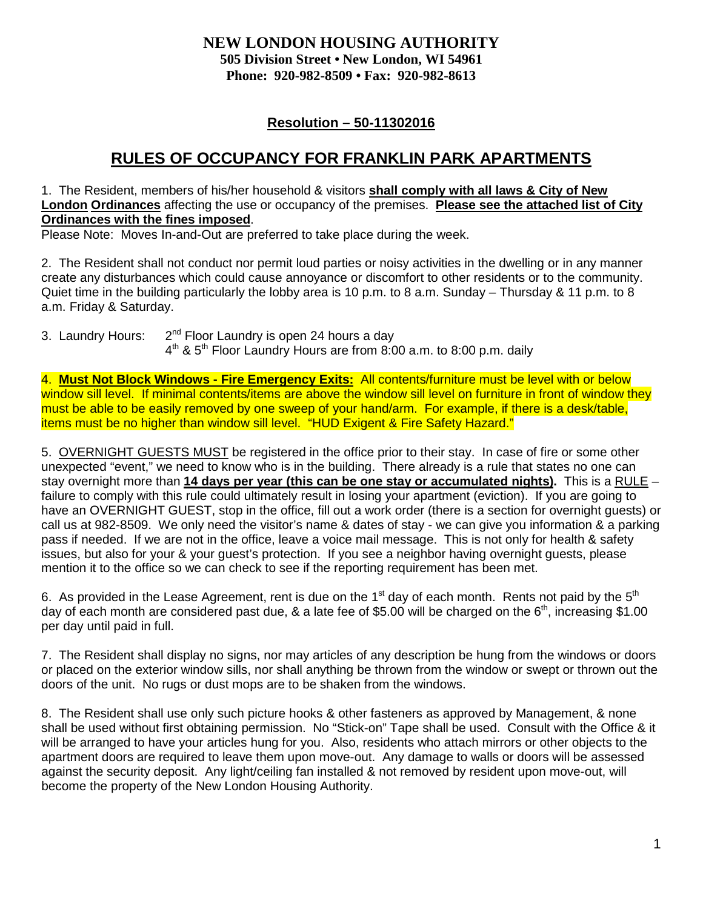# NEW LONDON HOUSING AUTHORITY

**505 Division Street • New London, WI 54961**
**Phone: 920-982-8509 • Fax: 920-982-8613**

**Resolution – 50-11302016**

## RULES OF OCCUPANCY FOR FRANKLIN PARK APARTMENTS

1. The Resident, members of his/her household & visitors **shall comply with all laws & City of New London Ordinances** affecting the use or occupancy of the premises. **Please see the attached list of City Ordinances with the fines imposed**.
Please Note: Moves In-and-Out are preferred to take place during the week.

2. The Resident shall not conduct nor permit loud parties or noisy activities in the dwelling or in any manner create any disturbances which could cause annoyance or discomfort to other residents or to the community. Quiet time in the building particularly the lobby area is 10 p.m. to 8 a.m. Sunday – Thursday & 11 p.m. to 8 a.m. Friday & Saturday.

3. Laundry Hours: 2nd Floor Laundry is open 24 hours a day
4th & 5th Floor Laundry Hours are from 8:00 a.m. to 8:00 p.m. daily

4. **Must Not Block Windows - Fire Emergency Exits:** All contents/furniture must be level with or below window sill level. If minimal contents/items are above the window sill level on furniture in front of window they must be able to be easily removed by one sweep of your hand/arm. For example, if there is a desk/table, items must be no higher than window sill level. "HUD Exigent & Fire Safety Hazard."

5. OVERNIGHT GUESTS MUST be registered in the office prior to their stay. In case of fire or some other unexpected "event," we need to know who is in the building. There already is a rule that states no one can stay overnight more than **14 days per year (this can be one stay or accumulated nights).** This is a RULE – failure to comply with this rule could ultimately result in losing your apartment (eviction). If you are going to have an OVERNIGHT GUEST, stop in the office, fill out a work order (there is a section for overnight guests) or call us at 982-8509. We only need the visitor's name & dates of stay - we can give you information & a parking pass if needed. If we are not in the office, leave a voice mail message. This is not only for health & safety issues, but also for your & your guest's protection. If you see a neighbor having overnight guests, please mention it to the office so we can check to see if the reporting requirement has been met.

6. As provided in the Lease Agreement, rent is due on the 1st day of each month. Rents not paid by the 5th day of each month are considered past due, & a late fee of $5.00 will be charged on the 6th, increasing $1.00 per day until paid in full.

7. The Resident shall display no signs, nor may articles of any description be hung from the windows or doors or placed on the exterior window sills, nor shall anything be thrown from the window or swept or thrown out the doors of the unit. No rugs or dust mops are to be shaken from the windows.

8. The Resident shall use only such picture hooks & other fasteners as approved by Management, & none shall be used without first obtaining permission. No "Stick-on" Tape shall be used. Consult with the Office & it will be arranged to have your articles hung for you. Also, residents who attach mirrors or other objects to the apartment doors are required to leave them upon move-out. Any damage to walls or doors will be assessed against the security deposit. Any light/ceiling fan installed & not removed by resident upon move-out, will become the property of the New London Housing Authority.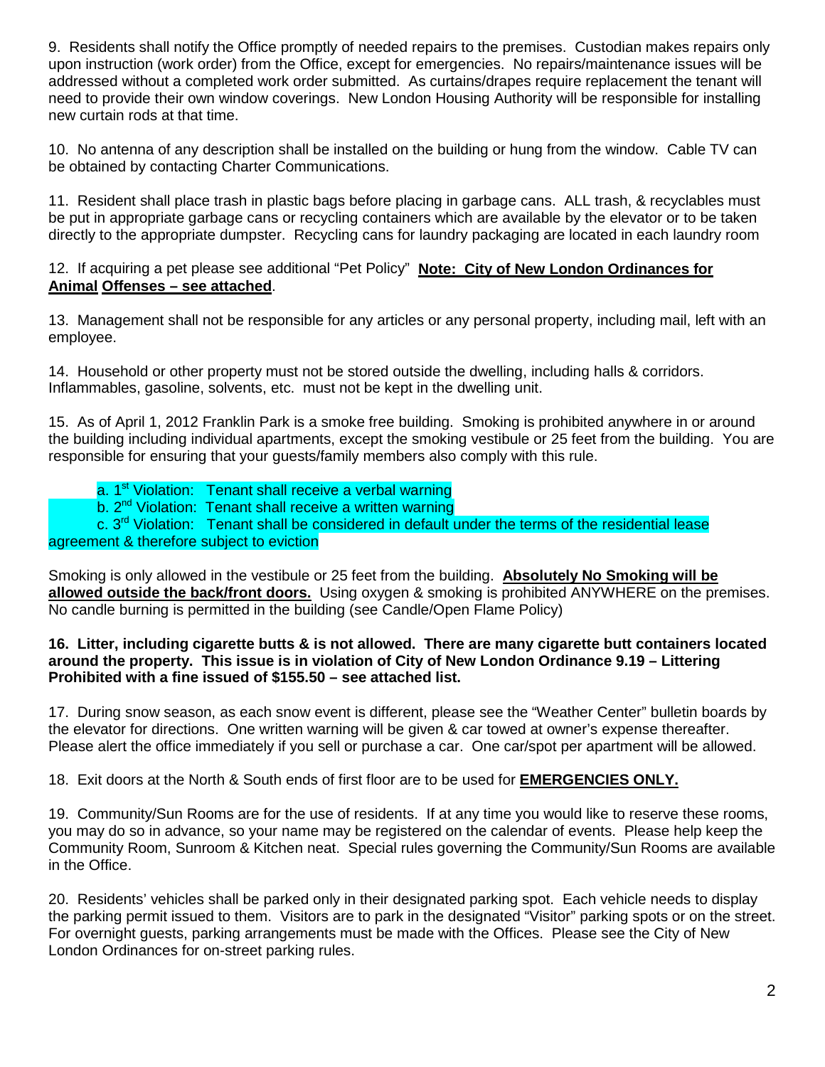9. Residents shall notify the Office promptly of needed repairs to the premises. Custodian makes repairs only upon instruction (work order) from the Office, except for emergencies. No repairs/maintenance issues will be addressed without a completed work order submitted. As curtains/drapes require replacement the tenant will need to provide their own window coverings. New London Housing Authority will be responsible for installing new curtain rods at that time.

10. No antenna of any description shall be installed on the building or hung from the window. Cable TV can be obtained by contacting Charter Communications.

11. Resident shall place trash in plastic bags before placing in garbage cans. ALL trash, & recyclables must be put in appropriate garbage cans or recycling containers which are available by the elevator or to be taken directly to the appropriate dumpster. Recycling cans for laundry packaging are located in each laundry room

12. If acquiring a pet please see additional "Pet Policy" **Note: City of New London Ordinances for Animal Offenses – see attached**.

13. Management shall not be responsible for any articles or any personal property, including mail, left with an employee.

14. Household or other property must not be stored outside the dwelling, including halls & corridors. Inflammables, gasoline, solvents, etc. must not be kept in the dwelling unit.

15. As of April 1, 2012 Franklin Park is a smoke free building. Smoking is prohibited anywhere in or around the building including individual apartments, except the smoking vestibule or 25 feet from the building. You are responsible for ensuring that your guests/family members also comply with this rule.

a. 1st Violation: Tenant shall receive a verbal warning
b. 2nd Violation: Tenant shall receive a written warning
c. 3rd Violation: Tenant shall be considered in default under the terms of the residential lease agreement & therefore subject to eviction

Smoking is only allowed in the vestibule or 25 feet from the building. **Absolutely No Smoking will be allowed outside the back/front doors.** Using oxygen & smoking is prohibited ANYWHERE on the premises. No candle burning is permitted in the building (see Candle/Open Flame Policy)

**16. Litter, including cigarette butts & is not allowed. There are many cigarette butt containers located around the property. This issue is in violation of City of New London Ordinance 9.19 – Littering Prohibited with a fine issued of $155.50 – see attached list.**

17. During snow season, as each snow event is different, please see the "Weather Center" bulletin boards by the elevator for directions. One written warning will be given & car towed at owner's expense thereafter. Please alert the office immediately if you sell or purchase a car. One car/spot per apartment will be allowed.

18. Exit doors at the North & South ends of first floor are to be used for **EMERGENCIES ONLY.**

19. Community/Sun Rooms are for the use of residents. If at any time you would like to reserve these rooms, you may do so in advance, so your name may be registered on the calendar of events. Please help keep the Community Room, Sunroom & Kitchen neat. Special rules governing the Community/Sun Rooms are available in the Office.

20. Residents' vehicles shall be parked only in their designated parking spot. Each vehicle needs to display the parking permit issued to them. Visitors are to park in the designated "Visitor" parking spots or on the street. For overnight guests, parking arrangements must be made with the Offices. Please see the City of New London Ordinances for on-street parking rules.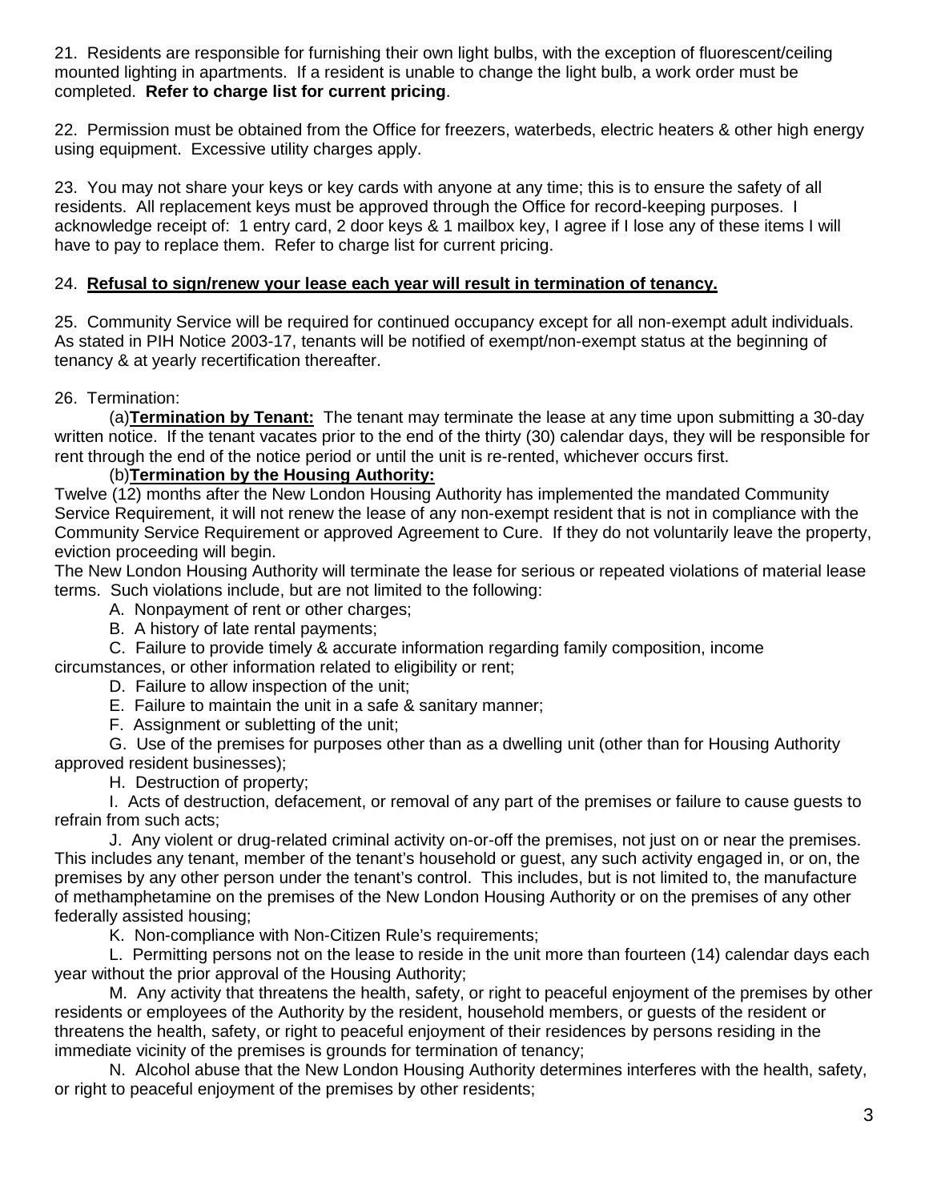21. Residents are responsible for furnishing their own light bulbs, with the exception of fluorescent/ceiling mounted lighting in apartments. If a resident is unable to change the light bulb, a work order must be completed. **Refer to charge list for current pricing**.

22. Permission must be obtained from the Office for freezers, waterbeds, electric heaters & other high energy using equipment. Excessive utility charges apply.

23. You may not share your keys or key cards with anyone at any time; this is to ensure the safety of all residents. All replacement keys must be approved through the Office for record-keeping purposes. I acknowledge receipt of: 1 entry card, 2 door keys & 1 mailbox key, I agree if I lose any of these items I will have to pay to replace them. Refer to charge list for current pricing.

24. **<u>Refusal to sign/renew your lease each year will result in termination of tenancy.</u>**

25. Community Service will be required for continued occupancy except for all non-exempt adult individuals. As stated in PIH Notice 2003-17, tenants will be notified of exempt/non-exempt status at the beginning of tenancy & at yearly recertification thereafter.

26. Termination:

(a)**<u>Termination by Tenant:</u>** The tenant may terminate the lease at any time upon submitting a 30-day written notice. If the tenant vacates prior to the end of the thirty (30) calendar days, they will be responsible for rent through the end of the notice period or until the unit is re-rented, whichever occurs first.

(b)**<u>Termination by the Housing Authority:</u>**

Twelve (12) months after the New London Housing Authority has implemented the mandated Community Service Requirement, it will not renew the lease of any non-exempt resident that is not in compliance with the Community Service Requirement or approved Agreement to Cure. If they do not voluntarily leave the property, eviction proceeding will begin.

The New London Housing Authority will terminate the lease for serious or repeated violations of material lease terms. Such violations include, but are not limited to the following:

A. Nonpayment of rent or other charges;

B. A history of late rental payments;

C. Failure to provide timely & accurate information regarding family composition, income circumstances, or other information related to eligibility or rent;

D. Failure to allow inspection of the unit;

E. Failure to maintain the unit in a safe & sanitary manner;

F. Assignment or subletting of the unit;

G. Use of the premises for purposes other than as a dwelling unit (other than for Housing Authority approved resident businesses);

H. Destruction of property;

I. Acts of destruction, defacement, or removal of any part of the premises or failure to cause guests to refrain from such acts;

J. Any violent or drug-related criminal activity on-or-off the premises, not just on or near the premises. This includes any tenant, member of the tenant's household or guest, any such activity engaged in, or on, the premises by any other person under the tenant's control. This includes, but is not limited to, the manufacture of methamphetamine on the premises of the New London Housing Authority or on the premises of any other federally assisted housing;

K. Non-compliance with Non-Citizen Rule's requirements;

L. Permitting persons not on the lease to reside in the unit more than fourteen (14) calendar days each year without the prior approval of the Housing Authority;

M. Any activity that threatens the health, safety, or right to peaceful enjoyment of the premises by other residents or employees of the Authority by the resident, household members, or guests of the resident or threatens the health, safety, or right to peaceful enjoyment of their residences by persons residing in the immediate vicinity of the premises is grounds for termination of tenancy;

N. Alcohol abuse that the New London Housing Authority determines interferes with the health, safety, or right to peaceful enjoyment of the premises by other residents;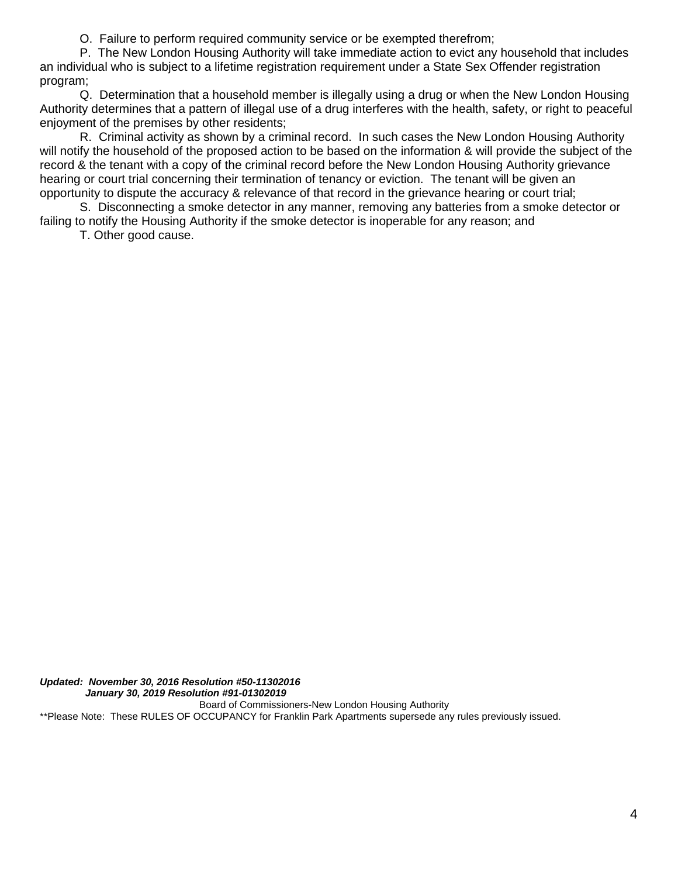O. Failure to perform required community service or be exempted therefrom;

P. The New London Housing Authority will take immediate action to evict any household that includes an individual who is subject to a lifetime registration requirement under a State Sex Offender registration program;

Q. Determination that a household member is illegally using a drug or when the New London Housing Authority determines that a pattern of illegal use of a drug interferes with the health, safety, or right to peaceful enjoyment of the premises by other residents;

R. Criminal activity as shown by a criminal record. In such cases the New London Housing Authority will notify the household of the proposed action to be based on the information & will provide the subject of the record & the tenant with a copy of the criminal record before the New London Housing Authority grievance hearing or court trial concerning their termination of tenancy or eviction. The tenant will be given an opportunity to dispute the accuracy & relevance of that record in the grievance hearing or court trial;

S. Disconnecting a smoke detector in any manner, removing any batteries from a smoke detector or failing to notify the Housing Authority if the smoke detector is inoperable for any reason; and

T. Other good cause.

***Updated: November 30, 2016 Resolution #50-11302016***
***January 30, 2019 Resolution #91-01302019***

Board of Commissioners-New London Housing Authority

**Please Note: These RULES OF OCCUPANCY for Franklin Park Apartments supersede any rules previously issued.